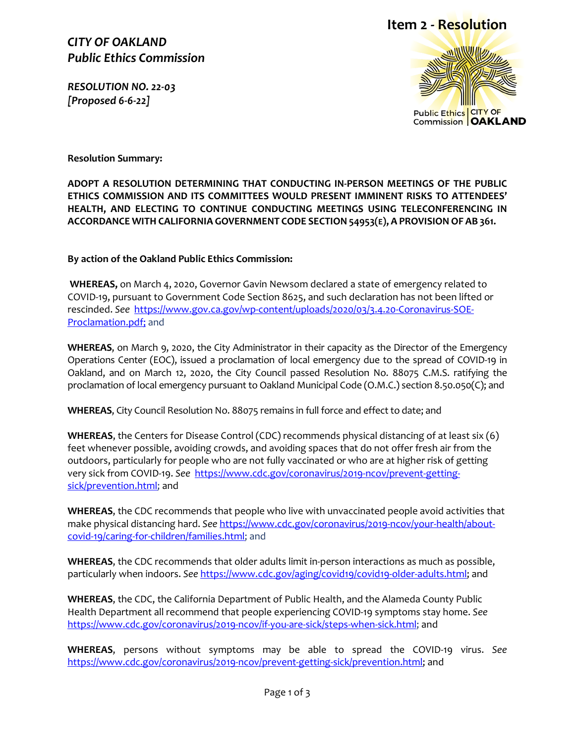Item 2 - Resolution

*CITY OF OAKLAND*
*Public Ethics Commission*

*RESOLUTION NO. 22-03*
*[Proposed 6-6-22]*

Public Ethics Commission | CITY OF OAKLAND

**Resolution Summary:**

**ADOPT A RESOLUTION DETERMINING THAT CONDUCTING IN-PERSON MEETINGS OF THE PUBLIC ETHICS COMMISSION AND ITS COMMITTEES WOULD PRESENT IMMINENT RISKS TO ATTENDEES' HEALTH, AND ELECTING TO CONTINUE CONDUCTING MEETINGS USING TELECONFERENCING IN ACCORDANCE WITH CALIFORNIA GOVERNMENT CODE SECTION 54953(E), A PROVISION OF AB 361.**

**By action of the Oakland Public Ethics Commission:**

**WHEREAS,** on March 4, 2020, Governor Gavin Newsom declared a state of emergency related to COVID-19, pursuant to Government Code Section 8625, and such declaration has not been lifted or rescinded. *See* https://www.gov.ca.gov/wp-content/uploads/2020/03/3.4.20-Coronavirus-SOE-Proclamation.pdf; and

**WHEREAS**, on March 9, 2020, the City Administrator in their capacity as the Director of the Emergency Operations Center (EOC), issued a proclamation of local emergency due to the spread of COVID-19 in Oakland, and on March 12, 2020, the City Council passed Resolution No. 88075 C.M.S. ratifying the proclamation of local emergency pursuant to Oakland Municipal Code (O.M.C.) section 8.50.050(C); and

**WHEREAS**, City Council Resolution No. 88075 remains in full force and effect to date; and

**WHEREAS**, the Centers for Disease Control (CDC) recommends physical distancing of at least six (6) feet whenever possible, avoiding crowds, and avoiding spaces that do not offer fresh air from the outdoors, particularly for people who are not fully vaccinated or who are at higher risk of getting very sick from COVID-19. *See* https://www.cdc.gov/coronavirus/2019-ncov/prevent-getting-sick/prevention.html; and

**WHEREAS**, the CDC recommends that people who live with unvaccinated people avoid activities that make physical distancing hard. *See* https://www.cdc.gov/coronavirus/2019-ncov/your-health/about-covid-19/caring-for-children/families.html; and

**WHEREAS**, the CDC recommends that older adults limit in-person interactions as much as possible, particularly when indoors. *See* https://www.cdc.gov/aging/covid19/covid19-older-adults.html; and

**WHEREAS**, the CDC, the California Department of Public Health, and the Alameda County Public Health Department all recommend that people experiencing COVID-19 symptoms stay home. *See* https://www.cdc.gov/coronavirus/2019-ncov/if-you-are-sick/steps-when-sick.html; and

**WHEREAS**, persons without symptoms may be able to spread the COVID-19 virus. *See* https://www.cdc.gov/coronavirus/2019-ncov/prevent-getting-sick/prevention.html; and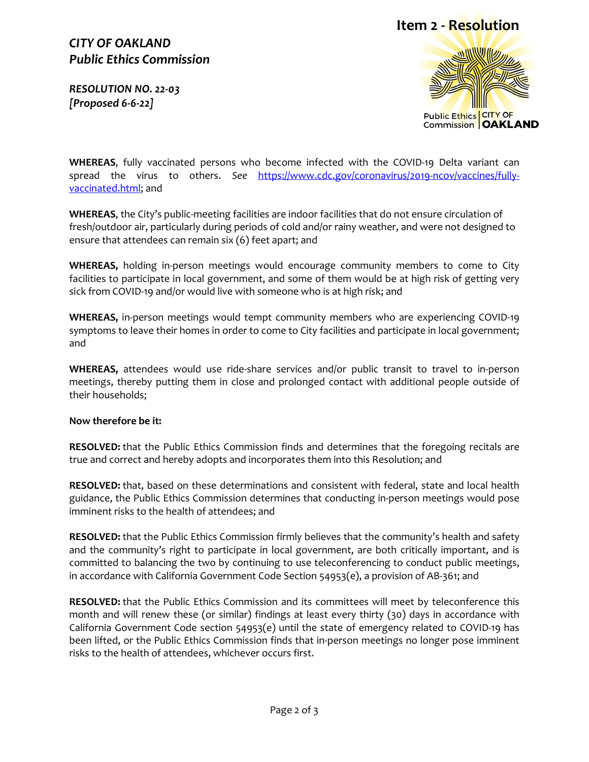**Item 2 - Resolution**

*CITY OF OAKLAND*
*Public Ethics Commission*

*RESOLUTION NO. 22-03*
*[Proposed 6-6-22]*

Public Ethics Commission | CITY OF OAKLAND

**WHEREAS**, fully vaccinated persons who become infected with the COVID-19 Delta variant can spread the virus to others. *See* https://www.cdc.gov/coronavirus/2019-ncov/vaccines/fully-vaccinated.html; and

**WHEREAS**, the City's public-meeting facilities are indoor facilities that do not ensure circulation of fresh/outdoor air, particularly during periods of cold and/or rainy weather, and were not designed to ensure that attendees can remain six (6) feet apart; and

**WHEREAS,** holding in-person meetings would encourage community members to come to City facilities to participate in local government, and some of them would be at high risk of getting very sick from COVID-19 and/or would live with someone who is at high risk; and

**WHEREAS,** in-person meetings would tempt community members who are experiencing COVID-19 symptoms to leave their homes in order to come to City facilities and participate in local government; and

**WHEREAS,** attendees would use ride-share services and/or public transit to travel to in-person meetings, thereby putting them in close and prolonged contact with additional people outside of their households;

**Now therefore be it:**

**RESOLVED:** that the Public Ethics Commission finds and determines that the foregoing recitals are true and correct and hereby adopts and incorporates them into this Resolution; and

**RESOLVED:** that, based on these determinations and consistent with federal, state and local health guidance, the Public Ethics Commission determines that conducting in-person meetings would pose imminent risks to the health of attendees; and

**RESOLVED:** that the Public Ethics Commission firmly believes that the community's health and safety and the community's right to participate in local government, are both critically important, and is committed to balancing the two by continuing to use teleconferencing to conduct public meetings, in accordance with California Government Code Section 54953(e), a provision of AB-361; and

**RESOLVED:** that the Public Ethics Commission and its committees will meet by teleconference this month and will renew these (or similar) findings at least every thirty (30) days in accordance with California Government Code section 54953(e) until the state of emergency related to COVID-19 has been lifted, or the Public Ethics Commission finds that in-person meetings no longer pose imminent risks to the health of attendees, whichever occurs first.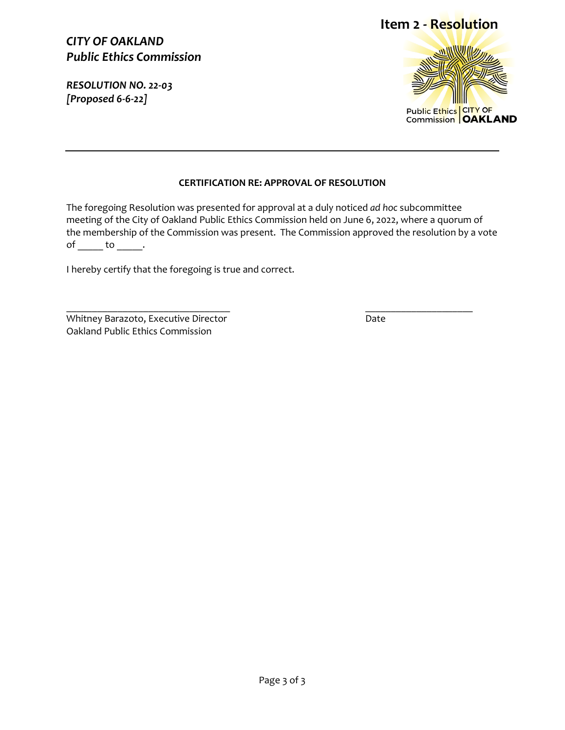*CITY OF OAKLAND*
***Public Ethics Commission***

***RESOLUTION NO. 22-03***
***[Proposed 6-6-22]***

**Item 2 - Resolution**

---

**CERTIFICATION RE: APPROVAL OF RESOLUTION**

The foregoing Resolution was presented for approval at a duly noticed *ad hoc* subcommittee meeting of the City of Oakland Public Ethics Commission held on June 6, 2022, where a quorum of the membership of the Commission was present. The Commission approved the resolution by a vote of _____ to _____.

I hereby certify that the foregoing is true and correct.

_______________________________ ____________________
Whitney Barazoto, Executive Director Date
Oakland Public Ethics Commission